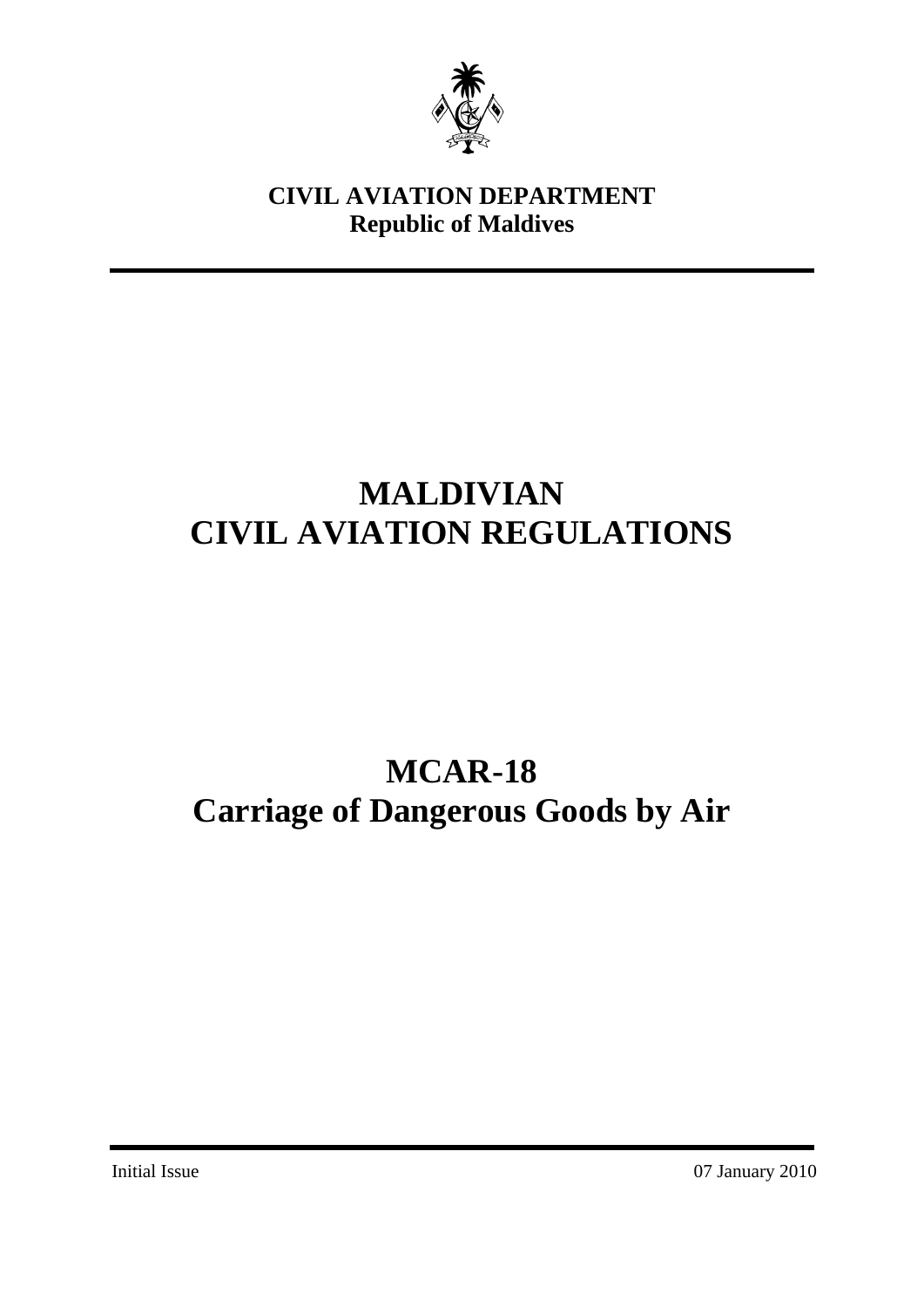**CIVIL AVIATION DEPARTMENT**
**Republic of Maldives**

# MALDIVIAN CIVIL AVIATION REGULATIONS

# MCAR-18
# Carriage of Dangerous Goods by Air

Initial Issue

07 January 2010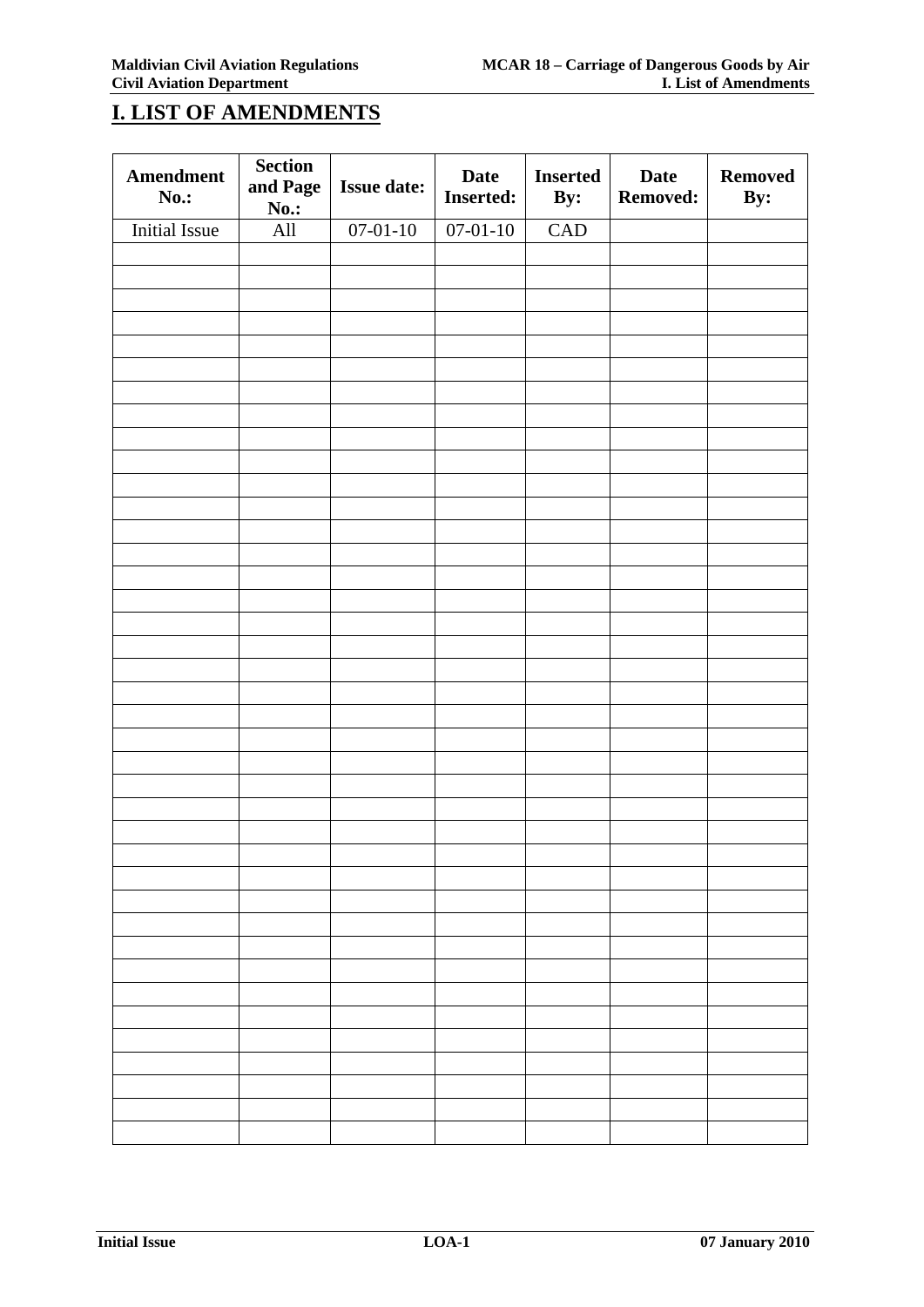# I. LIST OF AMENDMENTS

| Amendment No.: | Section and Page No.: | Issue date: | Date Inserted: | Inserted By: | Date Removed: | Removed By: |
|---|---|---|---|---|---|---|
| Initial Issue | All | 07-01-10 | 07-01-10 | CAD | | |
| | | | | | | |
| | | | | | | |
| | | | | | | |
| | | | | | | |
| | | | | | | |
| | | | | | | |
| | | | | | | |
| | | | | | | |
| | | | | | | |
| | | | | | | |
| | | | | | | |
| | | | | | | |
| | | | | | | |
| | | | | | | |
| | | | | | | |
| | | | | | | |
| | | | | | | |
| | | | | | | |
| | | | | | | |
| | | | | | | |
| | | | | | | |
| | | | | | | |
| | | | | | | |
| | | | | | | |
| | | | | | | |
| | | | | | | |
| | | | | | | |
| | | | | | | |
| | | | | | | |
| | | | | | | |
| | | | | | | |
| | | | | | | |
| | | | | | | |
| | | | | | | |
| | | | | | | |
| | | | | | | |
| | | | | | | |
| | | | | | | |
| | | | | | | |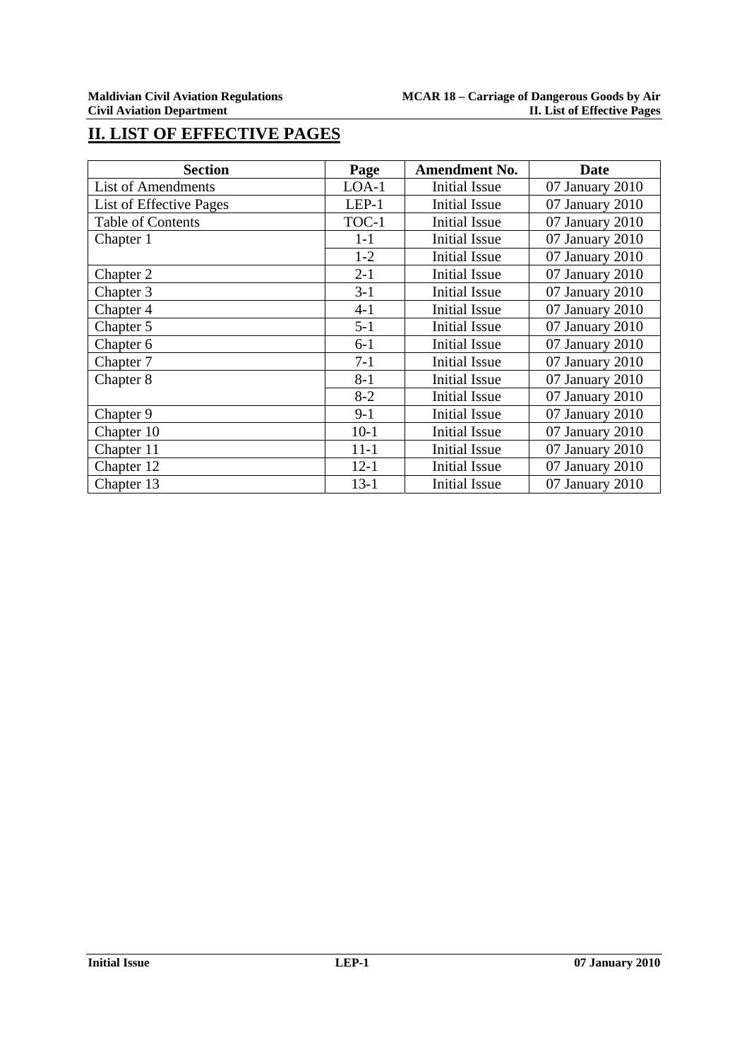# II. LIST OF EFFECTIVE PAGES

| Section | Page | Amendment No. | Date |
|---|---|---|---|
| List of Amendments | LOA-1 | Initial Issue | 07 January 2010 |
| List of Effective Pages | LEP-1 | Initial Issue | 07 January 2010 |
| Table of Contents | TOC-1 | Initial Issue | 07 January 2010 |
| Chapter 1 | 1-1 | Initial Issue | 07 January 2010 |
| | 1-2 | Initial Issue | 07 January 2010 |
| Chapter 2 | 2-1 | Initial Issue | 07 January 2010 |
| Chapter 3 | 3-1 | Initial Issue | 07 January 2010 |
| Chapter 4 | 4-1 | Initial Issue | 07 January 2010 |
| Chapter 5 | 5-1 | Initial Issue | 07 January 2010 |
| Chapter 6 | 6-1 | Initial Issue | 07 January 2010 |
| Chapter 7 | 7-1 | Initial Issue | 07 January 2010 |
| Chapter 8 | 8-1 | Initial Issue | 07 January 2010 |
| | 8-2 | Initial Issue | 07 January 2010 |
| Chapter 9 | 9-1 | Initial Issue | 07 January 2010 |
| Chapter 10 | 10-1 | Initial Issue | 07 January 2010 |
| Chapter 11 | 11-1 | Initial Issue | 07 January 2010 |
| Chapter 12 | 12-1 | Initial Issue | 07 January 2010 |
| Chapter 13 | 13-1 | Initial Issue | 07 January 2010 |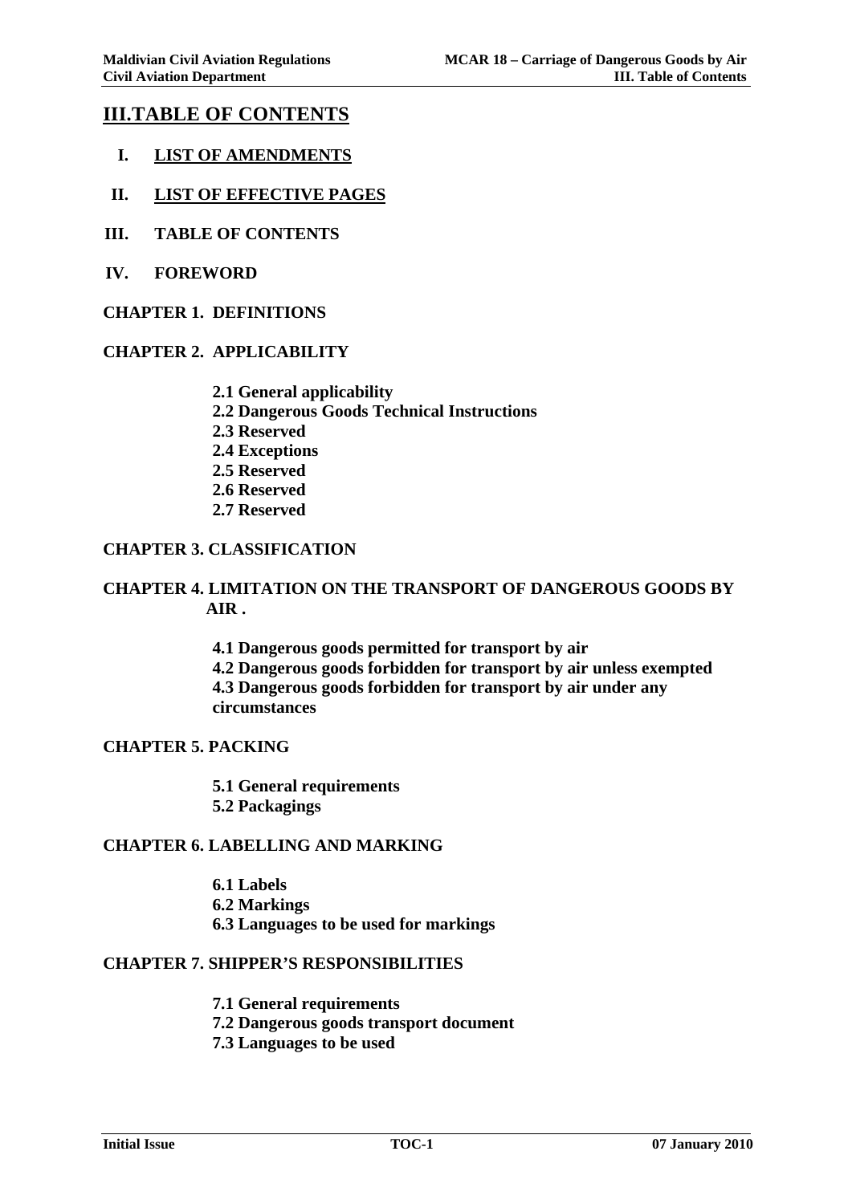# III.TABLE OF CONTENTS

**I. LIST OF AMENDMENTS**

**II. LIST OF EFFECTIVE PAGES**

**III. TABLE OF CONTENTS**

**IV. FOREWORD**

**CHAPTER 1. DEFINITIONS**

**CHAPTER 2. APPLICABILITY**

- **2.1 General applicability**
- **2.2 Dangerous Goods Technical Instructions**
- **2.3 Reserved**
- **2.4 Exceptions**
- **2.5 Reserved**
- **2.6 Reserved**
- **2.7 Reserved**

**CHAPTER 3. CLASSIFICATION**

**CHAPTER 4. LIMITATION ON THE TRANSPORT OF DANGEROUS GOODS BY AIR .**

- **4.1 Dangerous goods permitted for transport by air**
- **4.2 Dangerous goods forbidden for transport by air unless exempted**
- **4.3 Dangerous goods forbidden for transport by air under any circumstances**

**CHAPTER 5. PACKING**

- **5.1 General requirements**
- **5.2 Packagings**

**CHAPTER 6. LABELLING AND MARKING**

- **6.1 Labels**
- **6.2 Markings**
- **6.3 Languages to be used for markings**

**CHAPTER 7. SHIPPER'S RESPONSIBILITIES**

- **7.1 General requirements**
- **7.2 Dangerous goods transport document**
- **7.3 Languages to be used**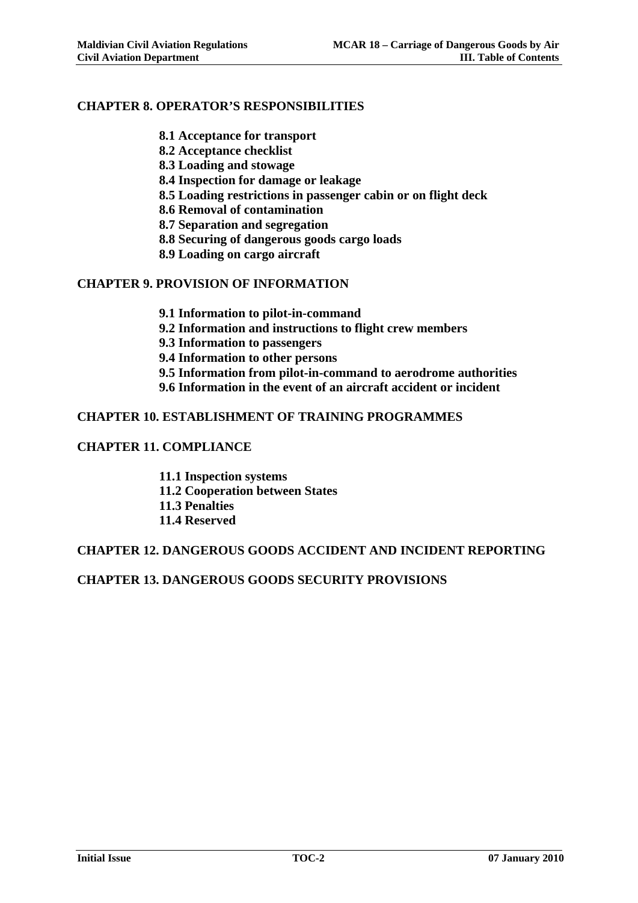**CHAPTER 8. OPERATOR'S RESPONSIBILITIES**

- **8.1 Acceptance for transport**
- **8.2 Acceptance checklist**
- **8.3 Loading and stowage**
- **8.4 Inspection for damage or leakage**
- **8.5 Loading restrictions in passenger cabin or on flight deck**
- **8.6 Removal of contamination**
- **8.7 Separation and segregation**
- **8.8 Securing of dangerous goods cargo loads**
- **8.9 Loading on cargo aircraft**

**CHAPTER 9. PROVISION OF INFORMATION**

- **9.1 Information to pilot-in-command**
- **9.2 Information and instructions to flight crew members**
- **9.3 Information to passengers**
- **9.4 Information to other persons**
- **9.5 Information from pilot-in-command to aerodrome authorities**
- **9.6 Information in the event of an aircraft accident or incident**

**CHAPTER 10. ESTABLISHMENT OF TRAINING PROGRAMMES**

**CHAPTER 11. COMPLIANCE**

- **11.1 Inspection systems**
- **11.2 Cooperation between States**
- **11.3 Penalties**
- **11.4 Reserved**

**CHAPTER 12. DANGEROUS GOODS ACCIDENT AND INCIDENT REPORTING**

**CHAPTER 13. DANGEROUS GOODS SECURITY PROVISIONS**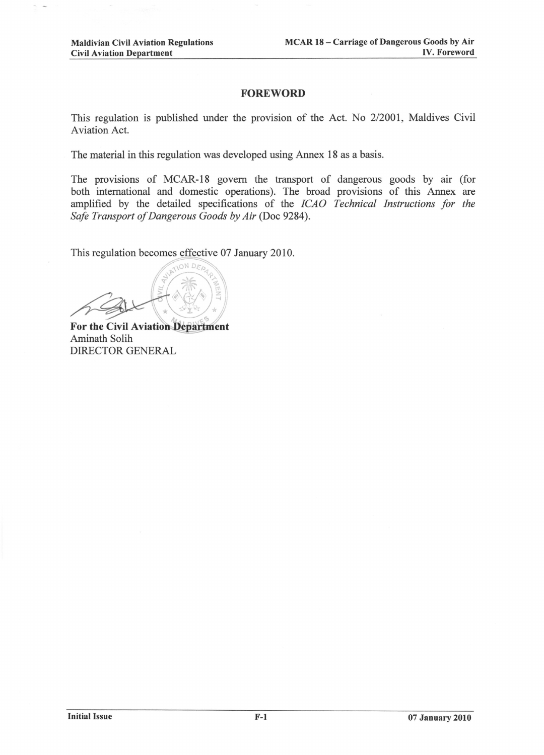# FOREWORD

This regulation is published under the provision of the Act. No 2/2001, Maldives Civil Aviation Act.

The material in this regulation was developed using Annex 18 as a basis.

The provisions of MCAR-18 govern the transport of dangerous goods by air (for both international and domestic operations). The broad provisions of this Annex are amplified by the detailed specifications of the *ICAO Technical Instructions for the Safe Transport of Dangerous Goods by Air* (Doc 9284).

This regulation becomes effective 07 January 2010.

**For the Civil Aviation Department**
Aminath Solih
DIRECTOR GENERAL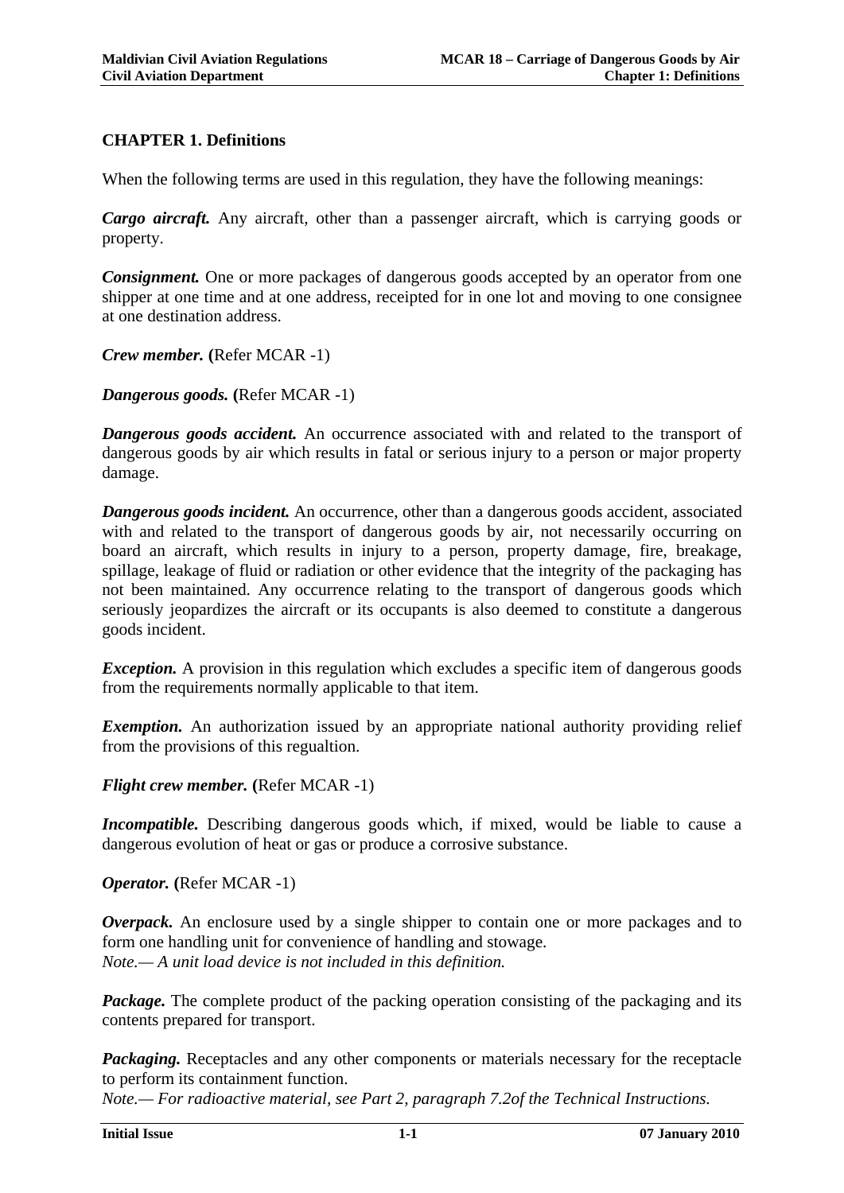# CHAPTER 1. Definitions

When the following terms are used in this regulation, they have the following meanings:

***Cargo aircraft.*** Any aircraft, other than a passenger aircraft, which is carrying goods or property.

***Consignment.*** One or more packages of dangerous goods accepted by an operator from one shipper at one time and at one address, receipted for in one lot and moving to one consignee at one destination address.

***Crew member.*** **(**Refer MCAR -1)

***Dangerous goods.*** **(**Refer MCAR -1)

***Dangerous goods accident.*** An occurrence associated with and related to the transport of dangerous goods by air which results in fatal or serious injury to a person or major property damage.

***Dangerous goods incident.*** An occurrence, other than a dangerous goods accident, associated with and related to the transport of dangerous goods by air, not necessarily occurring on board an aircraft, which results in injury to a person, property damage, fire, breakage, spillage, leakage of fluid or radiation or other evidence that the integrity of the packaging has not been maintained. Any occurrence relating to the transport of dangerous goods which seriously jeopardizes the aircraft or its occupants is also deemed to constitute a dangerous goods incident.

***Exception.*** A provision in this regulation which excludes a specific item of dangerous goods from the requirements normally applicable to that item.

***Exemption.*** An authorization issued by an appropriate national authority providing relief from the provisions of this regualtion.

***Flight crew member.*** **(**Refer MCAR -1)

***Incompatible.*** Describing dangerous goods which, if mixed, would be liable to cause a dangerous evolution of heat or gas or produce a corrosive substance.

***Operator.*** **(**Refer MCAR -1)

***Overpack.*** An enclosure used by a single shipper to contain one or more packages and to form one handling unit for convenience of handling and stowage.
*Note.— A unit load device is not included in this definition.*

***Package.*** The complete product of the packing operation consisting of the packaging and its contents prepared for transport.

***Packaging.*** Receptacles and any other components or materials necessary for the receptacle to perform its containment function.
*Note.— For radioactive material, see Part 2, paragraph 7.2of the Technical Instructions.*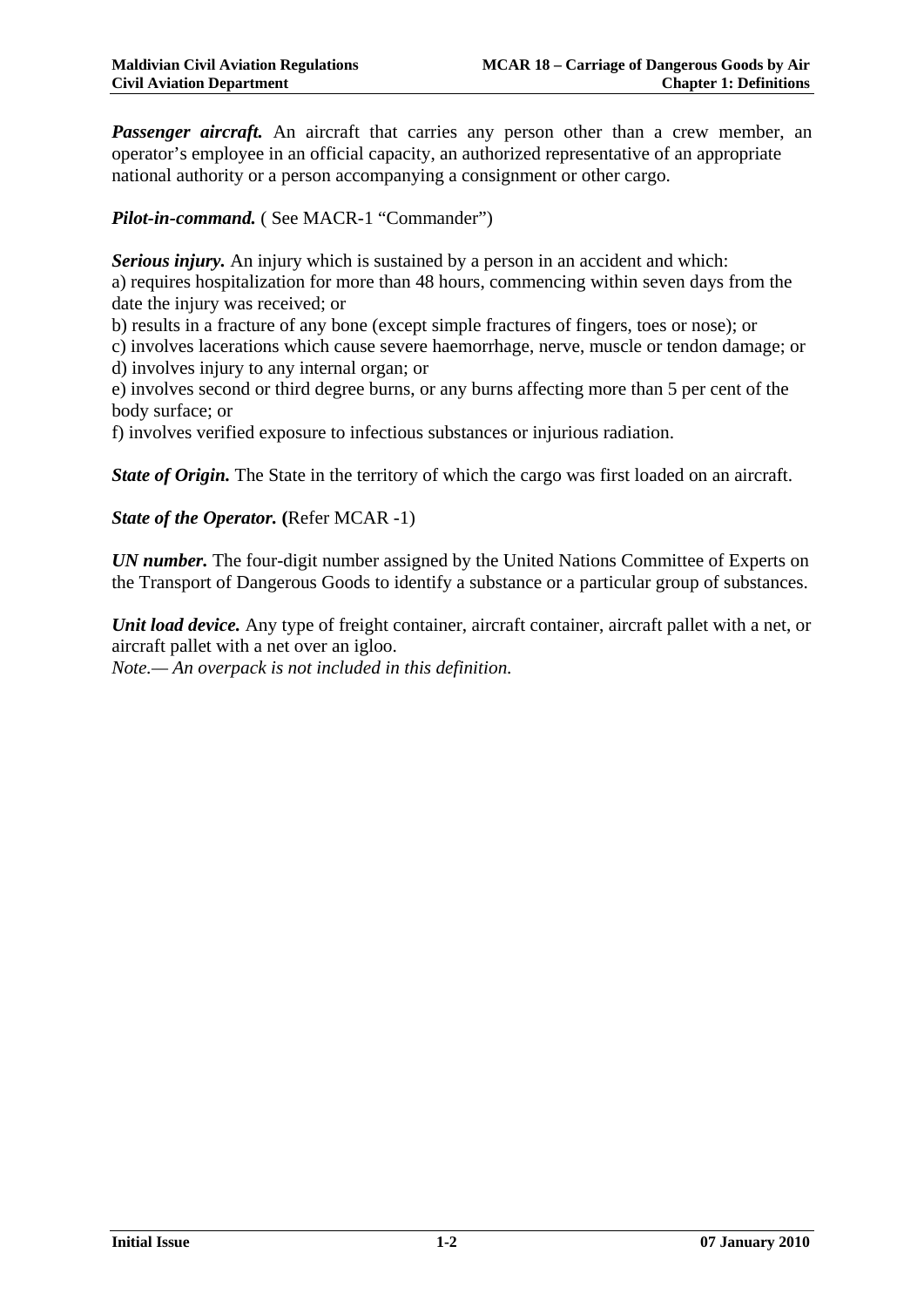***Passenger aircraft.*** An aircraft that carries any person other than a crew member, an operator's employee in an official capacity, an authorized representative of an appropriate national authority or a person accompanying a consignment or other cargo.

***Pilot-in-command.*** ( See MACR-1 "Commander")

***Serious injury.*** An injury which is sustained by a person in an accident and which:
a) requires hospitalization for more than 48 hours, commencing within seven days from the date the injury was received; or
b) results in a fracture of any bone (except simple fractures of fingers, toes or nose); or
c) involves lacerations which cause severe haemorrhage, nerve, muscle or tendon damage; or
d) involves injury to any internal organ; or
e) involves second or third degree burns, or any burns affecting more than 5 per cent of the body surface; or
f) involves verified exposure to infectious substances or injurious radiation.

***State of Origin.*** The State in the territory of which the cargo was first loaded on an aircraft.

***State of the Operator.*** **(**Refer MCAR -1)

***UN number.*** The four-digit number assigned by the United Nations Committee of Experts on the Transport of Dangerous Goods to identify a substance or a particular group of substances.

***Unit load device.*** Any type of freight container, aircraft container, aircraft pallet with a net, or aircraft pallet with a net over an igloo.
*Note.— An overpack is not included in this definition.*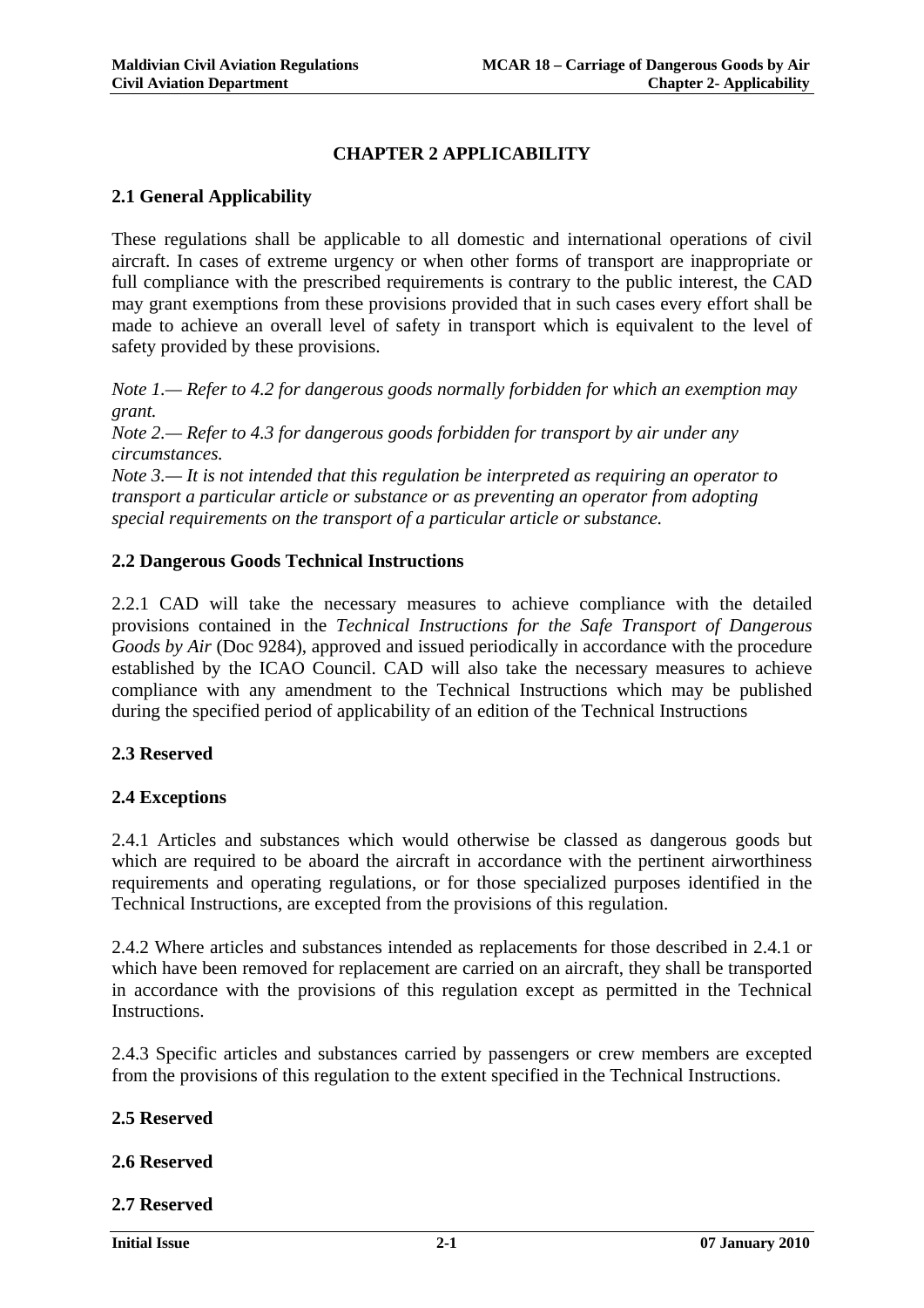# CHAPTER 2 APPLICABILITY

## 2.1 General Applicability

These regulations shall be applicable to all domestic and international operations of civil aircraft. In cases of extreme urgency or when other forms of transport are inappropriate or full compliance with the prescribed requirements is contrary to the public interest, the CAD may grant exemptions from these provisions provided that in such cases every effort shall be made to achieve an overall level of safety in transport which is equivalent to the level of safety provided by these provisions.

*Note 1.— Refer to 4.2 for dangerous goods normally forbidden for which an exemption may grant.*
*Note 2.— Refer to 4.3 for dangerous goods forbidden for transport by air under any circumstances.*
*Note 3.— It is not intended that this regulation be interpreted as requiring an operator to transport a particular article or substance or as preventing an operator from adopting special requirements on the transport of a particular article or substance.*

## 2.2 Dangerous Goods Technical Instructions

2.2.1 CAD will take the necessary measures to achieve compliance with the detailed provisions contained in the *Technical Instructions for the Safe Transport of Dangerous Goods by Air* (Doc 9284), approved and issued periodically in accordance with the procedure established by the ICAO Council. CAD will also take the necessary measures to achieve compliance with any amendment to the Technical Instructions which may be published during the specified period of applicability of an edition of the Technical Instructions

## 2.3 Reserved

## 2.4 Exceptions

2.4.1 Articles and substances which would otherwise be classed as dangerous goods but which are required to be aboard the aircraft in accordance with the pertinent airworthiness requirements and operating regulations, or for those specialized purposes identified in the Technical Instructions, are excepted from the provisions of this regulation.

2.4.2 Where articles and substances intended as replacements for those described in 2.4.1 or which have been removed for replacement are carried on an aircraft, they shall be transported in accordance with the provisions of this regulation except as permitted in the Technical Instructions.

2.4.3 Specific articles and substances carried by passengers or crew members are excepted from the provisions of this regulation to the extent specified in the Technical Instructions.

## 2.5 Reserved

## 2.6 Reserved

## 2.7 Reserved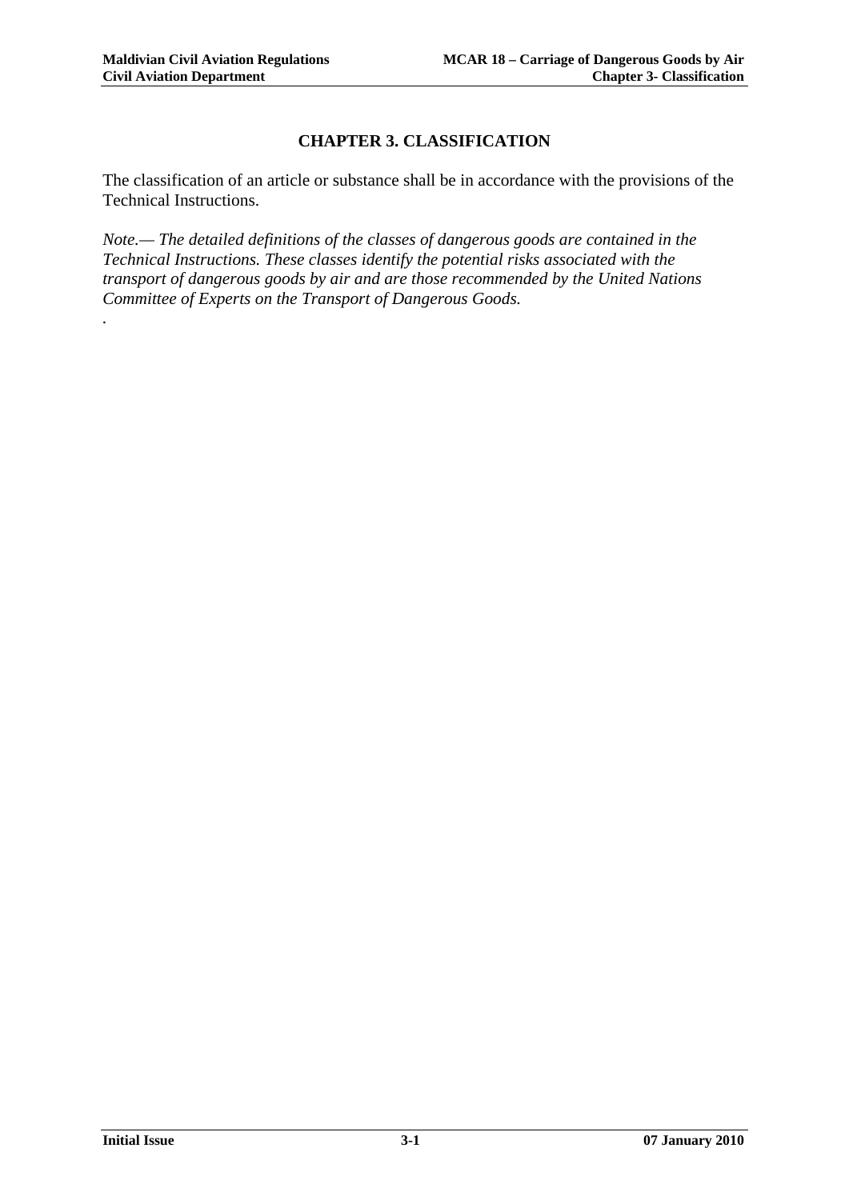# CHAPTER 3. CLASSIFICATION

The classification of an article or substance shall be in accordance with the provisions of the Technical Instructions.

*Note.— The detailed definitions of the classes of dangerous goods are contained in the Technical Instructions. These classes identify the potential risks associated with the transport of dangerous goods by air and are those recommended by the United Nations Committee of Experts on the Transport of Dangerous Goods.*

.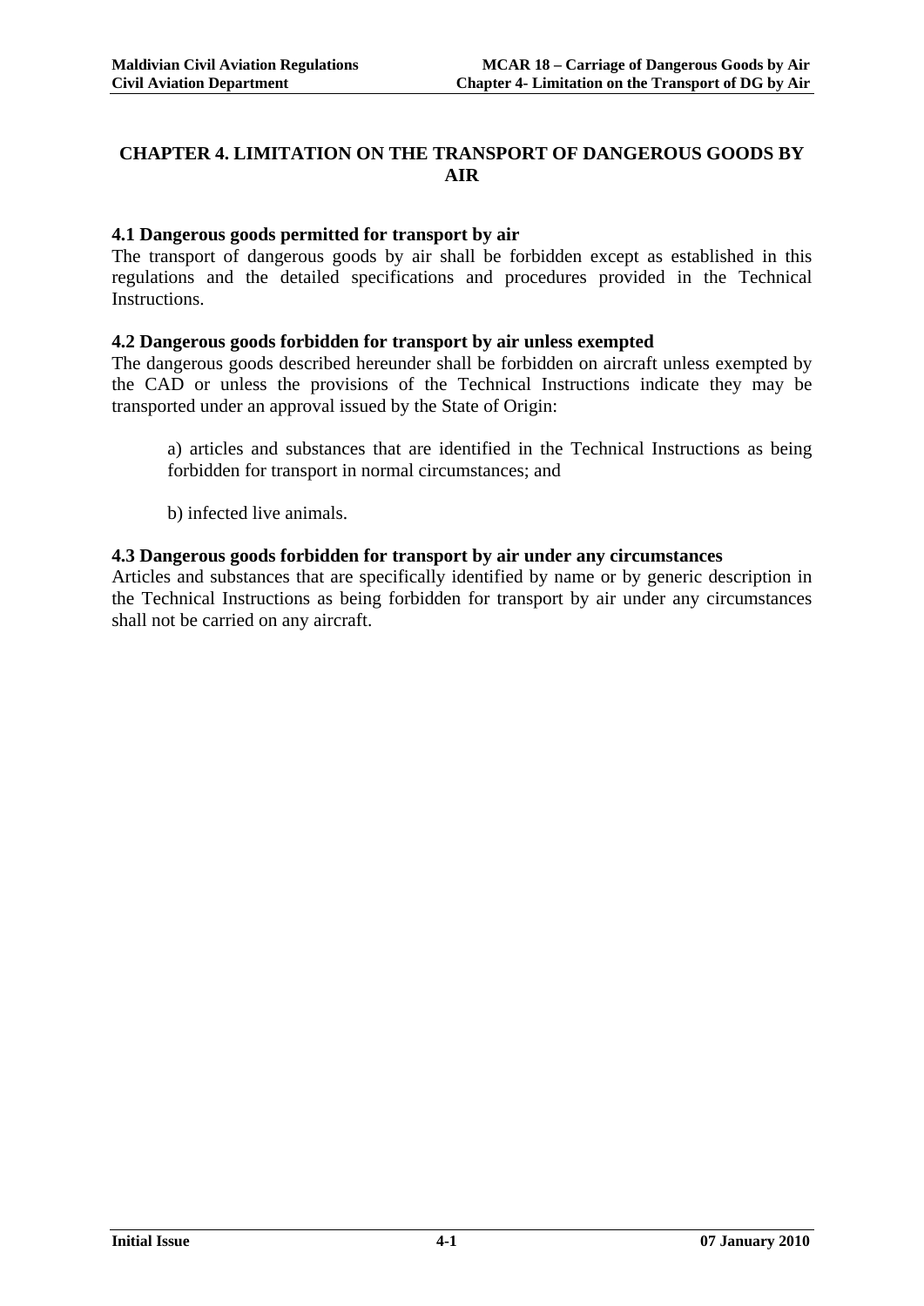# CHAPTER 4. LIMITATION ON THE TRANSPORT OF DANGEROUS GOODS BY AIR

## 4.1 Dangerous goods permitted for transport by air

The transport of dangerous goods by air shall be forbidden except as established in this regulations and the detailed specifications and procedures provided in the Technical Instructions.

## 4.2 Dangerous goods forbidden for transport by air unless exempted

The dangerous goods described hereunder shall be forbidden on aircraft unless exempted by the CAD or unless the provisions of the Technical Instructions indicate they may be transported under an approval issued by the State of Origin:

a) articles and substances that are identified in the Technical Instructions as being forbidden for transport in normal circumstances; and

b) infected live animals.

## 4.3 Dangerous goods forbidden for transport by air under any circumstances

Articles and substances that are specifically identified by name or by generic description in the Technical Instructions as being forbidden for transport by air under any circumstances shall not be carried on any aircraft.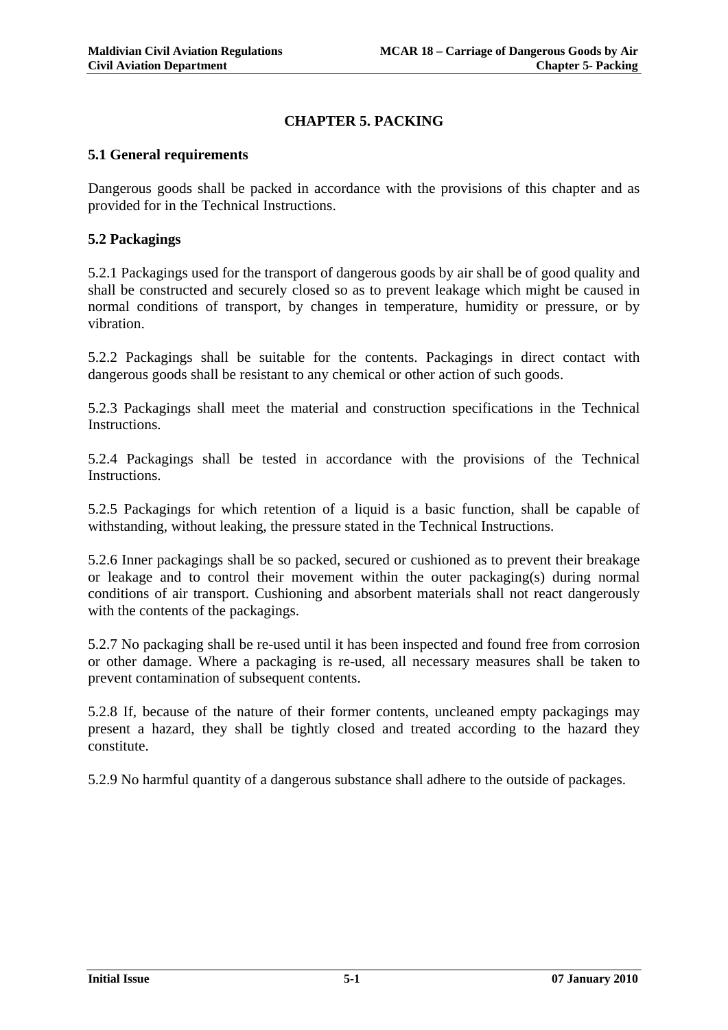# CHAPTER 5. PACKING

## 5.1 General requirements

Dangerous goods shall be packed in accordance with the provisions of this chapter and as provided for in the Technical Instructions.

## 5.2 Packagings

5.2.1 Packagings used for the transport of dangerous goods by air shall be of good quality and shall be constructed and securely closed so as to prevent leakage which might be caused in normal conditions of transport, by changes in temperature, humidity or pressure, or by vibration.

5.2.2 Packagings shall be suitable for the contents. Packagings in direct contact with dangerous goods shall be resistant to any chemical or other action of such goods.

5.2.3 Packagings shall meet the material and construction specifications in the Technical Instructions.

5.2.4 Packagings shall be tested in accordance with the provisions of the Technical Instructions.

5.2.5 Packagings for which retention of a liquid is a basic function, shall be capable of withstanding, without leaking, the pressure stated in the Technical Instructions.

5.2.6 Inner packagings shall be so packed, secured or cushioned as to prevent their breakage or leakage and to control their movement within the outer packaging(s) during normal conditions of air transport. Cushioning and absorbent materials shall not react dangerously with the contents of the packagings.

5.2.7 No packaging shall be re-used until it has been inspected and found free from corrosion or other damage. Where a packaging is re-used, all necessary measures shall be taken to prevent contamination of subsequent contents.

5.2.8 If, because of the nature of their former contents, uncleaned empty packagings may present a hazard, they shall be tightly closed and treated according to the hazard they constitute.

5.2.9 No harmful quantity of a dangerous substance shall adhere to the outside of packages.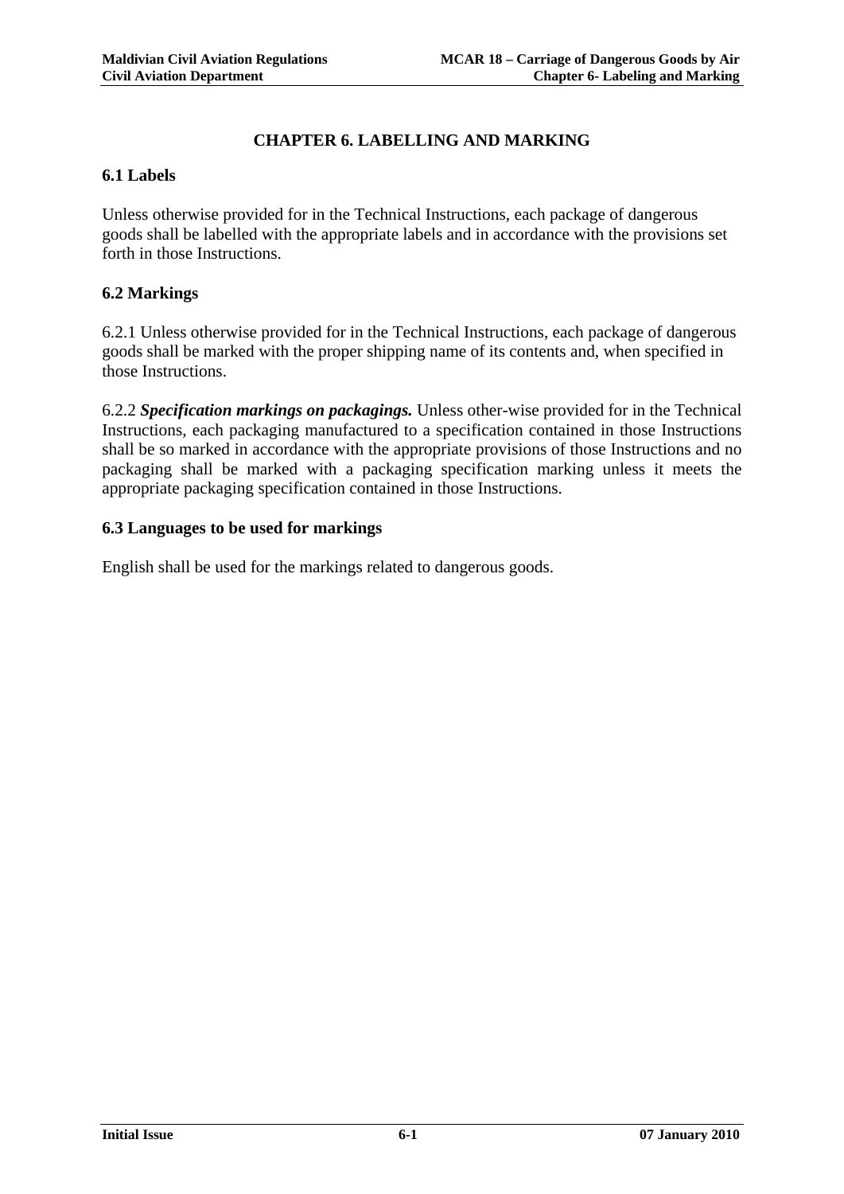# CHAPTER 6. LABELLING AND MARKING

## 6.1 Labels

Unless otherwise provided for in the Technical Instructions, each package of dangerous goods shall be labelled with the appropriate labels and in accordance with the provisions set forth in those Instructions.

## 6.2 Markings

6.2.1 Unless otherwise provided for in the Technical Instructions, each package of dangerous goods shall be marked with the proper shipping name of its contents and, when specified in those Instructions.

6.2.2 ***Specification markings on packagings.*** Unless other-wise provided for in the Technical Instructions, each packaging manufactured to a specification contained in those Instructions shall be so marked in accordance with the appropriate provisions of those Instructions and no packaging shall be marked with a packaging specification marking unless it meets the appropriate packaging specification contained in those Instructions.

## 6.3 Languages to be used for markings

English shall be used for the markings related to dangerous goods.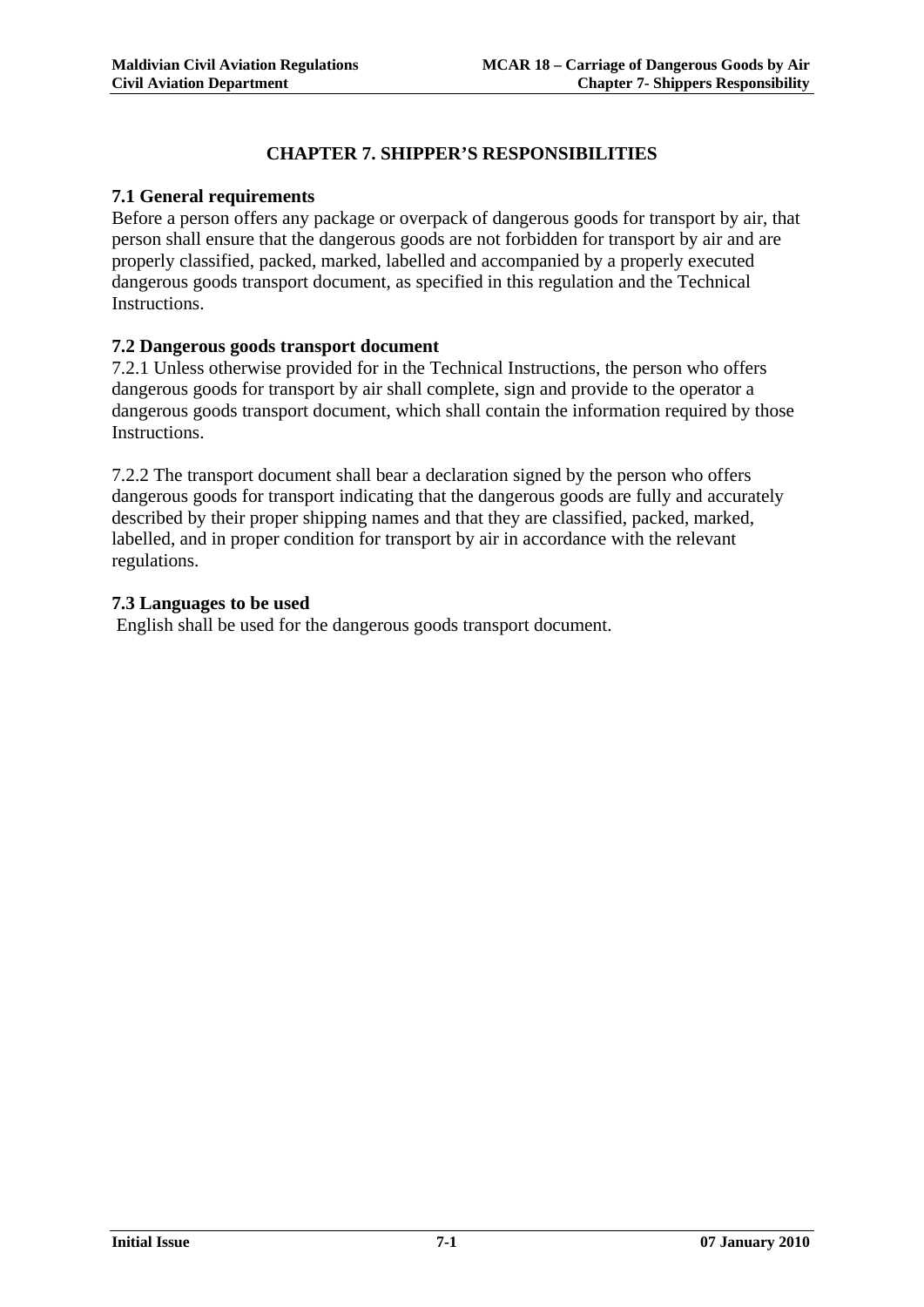# CHAPTER 7. SHIPPER'S RESPONSIBILITIES

## 7.1 General requirements

Before a person offers any package or overpack of dangerous goods for transport by air, that person shall ensure that the dangerous goods are not forbidden for transport by air and are properly classified, packed, marked, labelled and accompanied by a properly executed dangerous goods transport document, as specified in this regulation and the Technical Instructions.

## 7.2 Dangerous goods transport document

7.2.1 Unless otherwise provided for in the Technical Instructions, the person who offers dangerous goods for transport by air shall complete, sign and provide to the operator a dangerous goods transport document, which shall contain the information required by those Instructions.

7.2.2 The transport document shall bear a declaration signed by the person who offers dangerous goods for transport indicating that the dangerous goods are fully and accurately described by their proper shipping names and that they are classified, packed, marked, labelled, and in proper condition for transport by air in accordance with the relevant regulations.

## 7.3 Languages to be used

English shall be used for the dangerous goods transport document.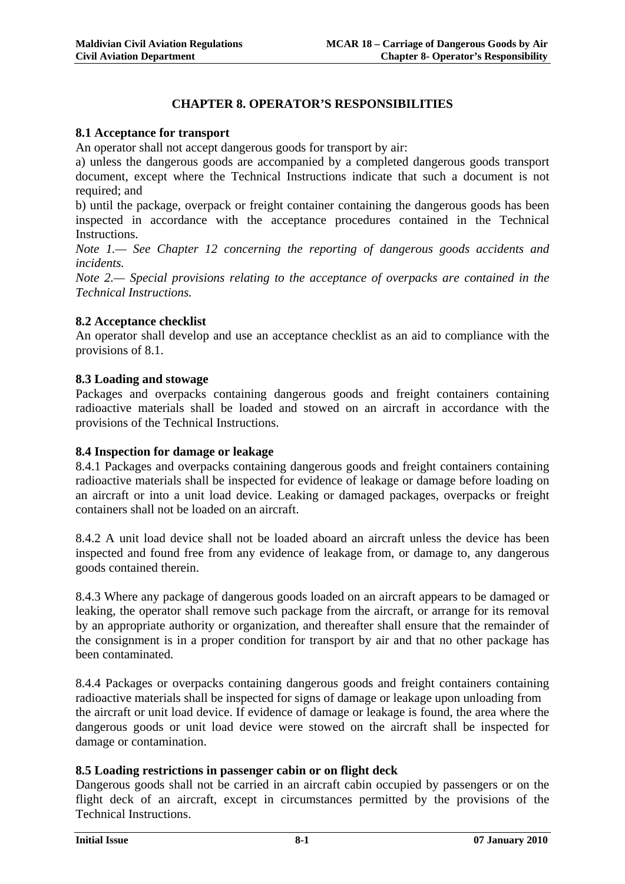# CHAPTER 8. OPERATOR'S RESPONSIBILITIES

## 8.1 Acceptance for transport

An operator shall not accept dangerous goods for transport by air:

a) unless the dangerous goods are accompanied by a completed dangerous goods transport document, except where the Technical Instructions indicate that such a document is not required; and

b) until the package, overpack or freight container containing the dangerous goods has been inspected in accordance with the acceptance procedures contained in the Technical Instructions.

*Note 1.— See Chapter 12 concerning the reporting of dangerous goods accidents and incidents.*

*Note 2.— Special provisions relating to the acceptance of overpacks are contained in the Technical Instructions.*

## 8.2 Acceptance checklist

An operator shall develop and use an acceptance checklist as an aid to compliance with the provisions of 8.1.

## 8.3 Loading and stowage

Packages and overpacks containing dangerous goods and freight containers containing radioactive materials shall be loaded and stowed on an aircraft in accordance with the provisions of the Technical Instructions.

## 8.4 Inspection for damage or leakage

8.4.1 Packages and overpacks containing dangerous goods and freight containers containing radioactive materials shall be inspected for evidence of leakage or damage before loading on an aircraft or into a unit load device. Leaking or damaged packages, overpacks or freight containers shall not be loaded on an aircraft.

8.4.2 A unit load device shall not be loaded aboard an aircraft unless the device has been inspected and found free from any evidence of leakage from, or damage to, any dangerous goods contained therein.

8.4.3 Where any package of dangerous goods loaded on an aircraft appears to be damaged or leaking, the operator shall remove such package from the aircraft, or arrange for its removal by an appropriate authority or organization, and thereafter shall ensure that the remainder of the consignment is in a proper condition for transport by air and that no other package has been contaminated.

8.4.4 Packages or overpacks containing dangerous goods and freight containers containing radioactive materials shall be inspected for signs of damage or leakage upon unloading from the aircraft or unit load device. If evidence of damage or leakage is found, the area where the dangerous goods or unit load device were stowed on the aircraft shall be inspected for damage or contamination.

## 8.5 Loading restrictions in passenger cabin or on flight deck

Dangerous goods shall not be carried in an aircraft cabin occupied by passengers or on the flight deck of an aircraft, except in circumstances permitted by the provisions of the Technical Instructions.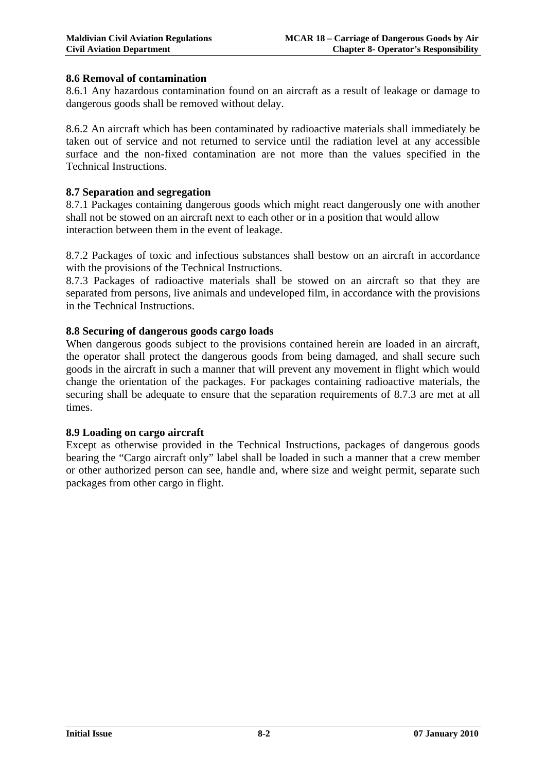## 8.6 Removal of contamination

8.6.1 Any hazardous contamination found on an aircraft as a result of leakage or damage to dangerous goods shall be removed without delay.

8.6.2 An aircraft which has been contaminated by radioactive materials shall immediately be taken out of service and not returned to service until the radiation level at any accessible surface and the non-fixed contamination are not more than the values specified in the Technical Instructions.

## 8.7 Separation and segregation

8.7.1 Packages containing dangerous goods which might react dangerously one with another shall not be stowed on an aircraft next to each other or in a position that would allow interaction between them in the event of leakage.

8.7.2 Packages of toxic and infectious substances shall bestow on an aircraft in accordance with the provisions of the Technical Instructions.

8.7.3 Packages of radioactive materials shall be stowed on an aircraft so that they are separated from persons, live animals and undeveloped film, in accordance with the provisions in the Technical Instructions.

## 8.8 Securing of dangerous goods cargo loads

When dangerous goods subject to the provisions contained herein are loaded in an aircraft, the operator shall protect the dangerous goods from being damaged, and shall secure such goods in the aircraft in such a manner that will prevent any movement in flight which would change the orientation of the packages. For packages containing radioactive materials, the securing shall be adequate to ensure that the separation requirements of 8.7.3 are met at all times.

## 8.9 Loading on cargo aircraft

Except as otherwise provided in the Technical Instructions, packages of dangerous goods bearing the "Cargo aircraft only" label shall be loaded in such a manner that a crew member or other authorized person can see, handle and, where size and weight permit, separate such packages from other cargo in flight.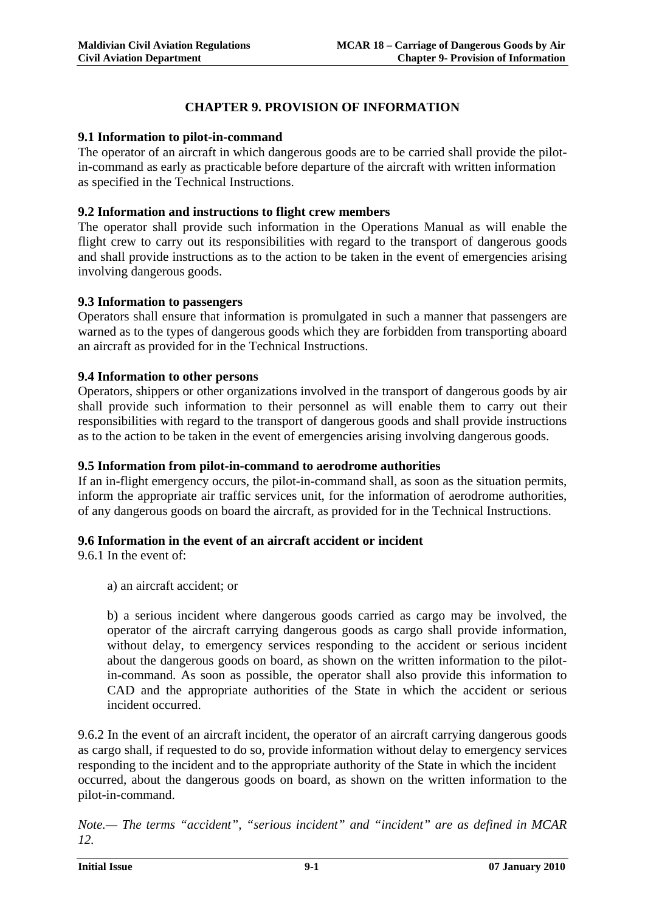# CHAPTER 9. PROVISION OF INFORMATION

## 9.1 Information to pilot-in-command

The operator of an aircraft in which dangerous goods are to be carried shall provide the pilot-in-command as early as practicable before departure of the aircraft with written information as specified in the Technical Instructions.

## 9.2 Information and instructions to flight crew members

The operator shall provide such information in the Operations Manual as will enable the flight crew to carry out its responsibilities with regard to the transport of dangerous goods and shall provide instructions as to the action to be taken in the event of emergencies arising involving dangerous goods.

## 9.3 Information to passengers

Operators shall ensure that information is promulgated in such a manner that passengers are warned as to the types of dangerous goods which they are forbidden from transporting aboard an aircraft as provided for in the Technical Instructions.

## 9.4 Information to other persons

Operators, shippers or other organizations involved in the transport of dangerous goods by air shall provide such information to their personnel as will enable them to carry out their responsibilities with regard to the transport of dangerous goods and shall provide instructions as to the action to be taken in the event of emergencies arising involving dangerous goods.

## 9.5 Information from pilot-in-command to aerodrome authorities

If an in-flight emergency occurs, the pilot-in-command shall, as soon as the situation permits, inform the appropriate air traffic services unit, for the information of aerodrome authorities, of any dangerous goods on board the aircraft, as provided for in the Technical Instructions.

## 9.6 Information in the event of an aircraft accident or incident

9.6.1 In the event of:

a) an aircraft accident; or

b) a serious incident where dangerous goods carried as cargo may be involved, the operator of the aircraft carrying dangerous goods as cargo shall provide information, without delay, to emergency services responding to the accident or serious incident about the dangerous goods on board, as shown on the written information to the pilot-in-command. As soon as possible, the operator shall also provide this information to CAD and the appropriate authorities of the State in which the accident or serious incident occurred.

9.6.2 In the event of an aircraft incident, the operator of an aircraft carrying dangerous goods as cargo shall, if requested to do so, provide information without delay to emergency services responding to the incident and to the appropriate authority of the State in which the incident occurred, about the dangerous goods on board, as shown on the written information to the pilot-in-command.

*Note.— The terms "accident", "serious incident" and "incident" are as defined in MCAR 12.*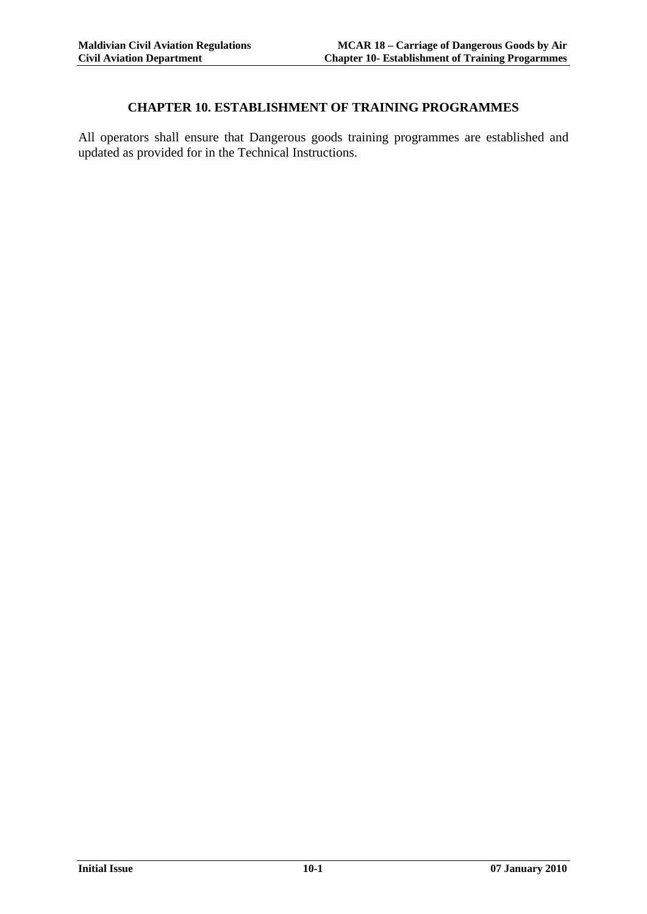# CHAPTER 10. ESTABLISHMENT OF TRAINING PROGRAMMES

All operators shall ensure that Dangerous goods training programmes are established and updated as provided for in the Technical Instructions.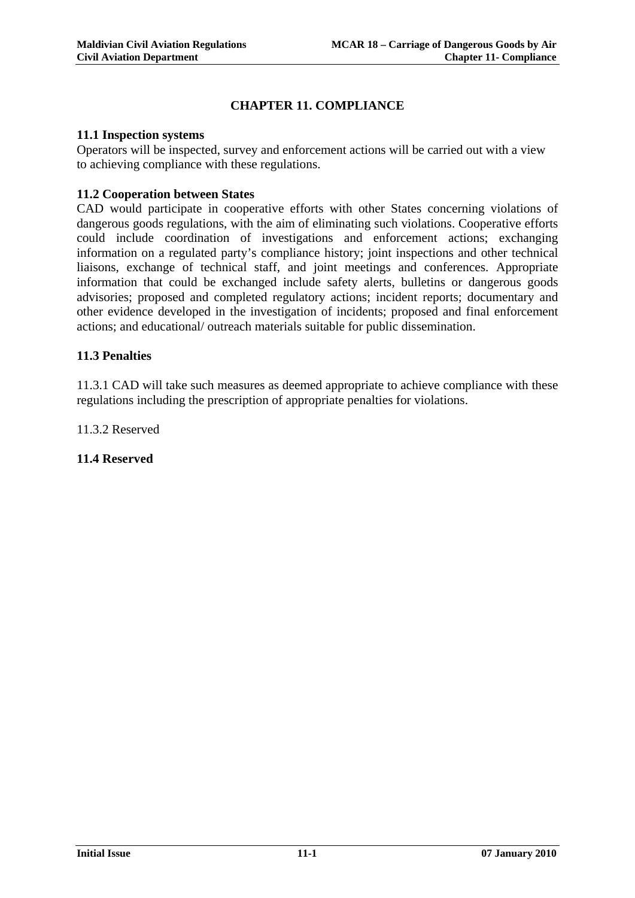# CHAPTER 11. COMPLIANCE

## 11.1 Inspection systems

Operators will be inspected, survey and enforcement actions will be carried out with a view to achieving compliance with these regulations.

## 11.2 Cooperation between States

CAD would participate in cooperative efforts with other States concerning violations of dangerous goods regulations, with the aim of eliminating such violations. Cooperative efforts could include coordination of investigations and enforcement actions; exchanging information on a regulated party's compliance history; joint inspections and other technical liaisons, exchange of technical staff, and joint meetings and conferences. Appropriate information that could be exchanged include safety alerts, bulletins or dangerous goods advisories; proposed and completed regulatory actions; incident reports; documentary and other evidence developed in the investigation of incidents; proposed and final enforcement actions; and educational/ outreach materials suitable for public dissemination.

## 11.3 Penalties

11.3.1 CAD will take such measures as deemed appropriate to achieve compliance with these regulations including the prescription of appropriate penalties for violations.

11.3.2 Reserved

## 11.4 Reserved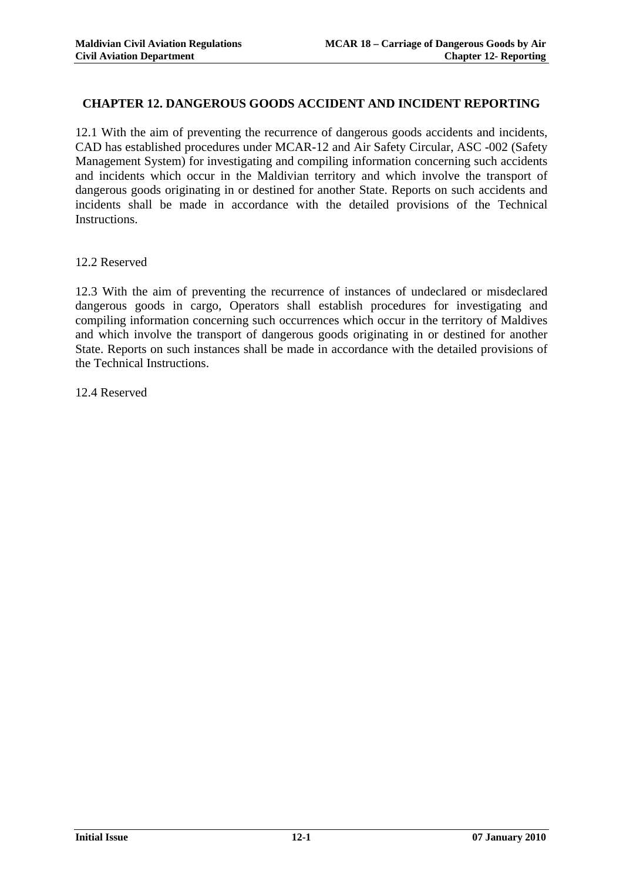# CHAPTER 12. DANGEROUS GOODS ACCIDENT AND INCIDENT REPORTING

12.1 With the aim of preventing the recurrence of dangerous goods accidents and incidents, CAD has established procedures under MCAR-12 and Air Safety Circular, ASC -002 (Safety Management System) for investigating and compiling information concerning such accidents and incidents which occur in the Maldivian territory and which involve the transport of dangerous goods originating in or destined for another State. Reports on such accidents and incidents shall be made in accordance with the detailed provisions of the Technical Instructions.

12.2 Reserved

12.3 With the aim of preventing the recurrence of instances of undeclared or misdeclared dangerous goods in cargo, Operators shall establish procedures for investigating and compiling information concerning such occurrences which occur in the territory of Maldives and which involve the transport of dangerous goods originating in or destined for another State. Reports on such instances shall be made in accordance with the detailed provisions of the Technical Instructions.

12.4 Reserved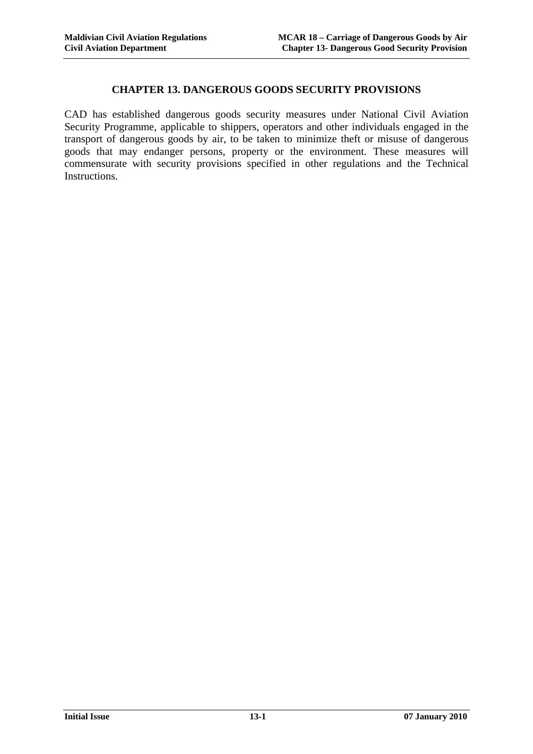# CHAPTER 13. DANGEROUS GOODS SECURITY PROVISIONS

CAD has established dangerous goods security measures under National Civil Aviation Security Programme, applicable to shippers, operators and other individuals engaged in the transport of dangerous goods by air, to be taken to minimize theft or misuse of dangerous goods that may endanger persons, property or the environment. These measures will commensurate with security provisions specified in other regulations and the Technical Instructions.